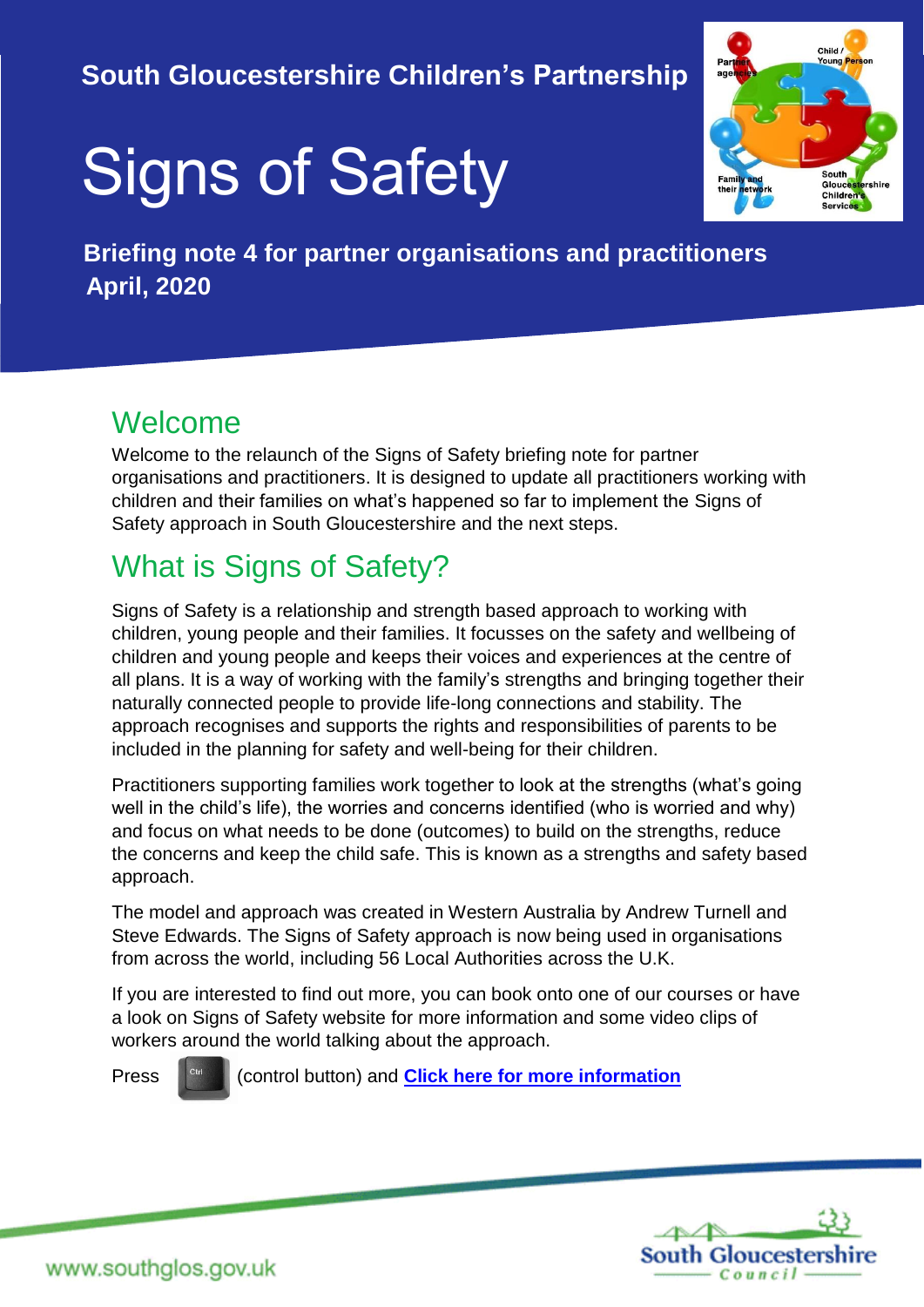**South Gloucestershire Children's Partnership**

# Signs of Safety

**Briefing note 4 for partner organisations and practitioners**
**April, 2020**

## Welcome

Welcome to the relaunch of the Signs of Safety briefing note for partner organisations and practitioners. It is designed to update all practitioners working with children and their families on what's happened so far to implement the Signs of Safety approach in South Gloucestershire and the next steps.

## What is Signs of Safety?

Signs of Safety is a relationship and strength based approach to working with children, young people and their families. It focusses on the safety and wellbeing of children and young people and keeps their voices and experiences at the centre of all plans. It is a way of working with the family's strengths and bringing together their naturally connected people to provide life-long connections and stability. The approach recognises and supports the rights and responsibilities of parents to be included in the planning for safety and well-being for their children.

Practitioners supporting families work together to look at the strengths (what's going well in the child's life), the worries and concerns identified (who is worried and why) and focus on what needs to be done (outcomes) to build on the strengths, reduce the concerns and keep the child safe. This is known as a strengths and safety based approach.

The model and approach was created in Western Australia by Andrew Turnell and Steve Edwards. The Signs of Safety approach is now being used in organisations from across the world, including 56 Local Authorities across the U.K.

If you are interested to find out more, you can book onto one of our courses or have a look on Signs of Safety website for more information and some video clips of workers around the world talking about the approach.

Press Ctrl (control button) and **Click here for more information**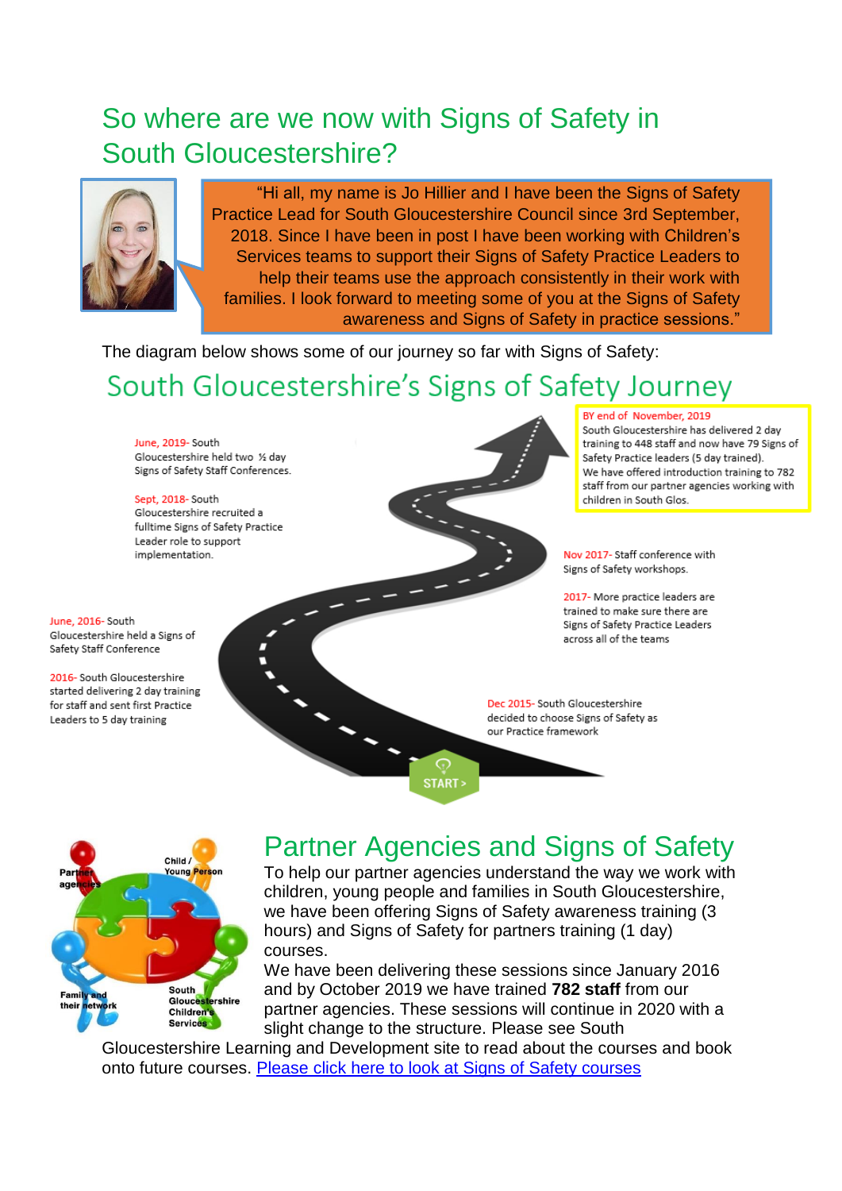## So where are we now with Signs of Safety in South Gloucestershire?

"Hi all, my name is Jo Hillier and I have been the Signs of Safety Practice Lead for South Gloucestershire Council since 3rd September, 2018. Since I have been in post I have been working with Children's Services teams to support their Signs of Safety Practice Leaders to help their teams use the approach consistently in their work with families. I look forward to meeting some of you at the Signs of Safety awareness and Signs of Safety in practice sessions."

The diagram below shows some of our journey so far with Signs of Safety:

### South Gloucestershire's Signs of Safety Journey

START >

Dec 2015- South Gloucestershire decided to choose Signs of Safety as our Practice framework

2016- South Gloucestershire started delivering 2 day training for staff and sent first Practice Leaders to 5 day training

June, 2016- South Gloucestershire held a Signs of Safety Staff Conference

2017- More practice leaders are trained to make sure there are Signs of Safety Practice Leaders across all of the teams

Nov 2017- Staff conference with Signs of Safety workshops.

Sept, 2018- South Gloucestershire recruited a fulltime Signs of Safety Practice Leader role to support implementation.

June, 2019- South Gloucestershire held two ½ day Signs of Safety Staff Conferences.

BY end of November, 2019 South Gloucestershire has delivered 2 day training to 448 staff and now have 79 Signs of Safety Practice leaders (5 day trained). We have offered introduction training to 782 staff from our partner agencies working with children in South Glos.

## Partner Agencies and Signs of Safety

To help our partner agencies understand the way we work with children, young people and families in South Gloucestershire, we have been offering Signs of Safety awareness training (3 hours) and Signs of Safety for partners training (1 day) courses.

We have been delivering these sessions since January 2016 and by October 2019 we have trained **782 staff** from our partner agencies. These sessions will continue in 2020 with a slight change to the structure. Please see South Gloucestershire Learning and Development site to read about the courses and book onto future courses. [Please click here to look at Signs of Safety courses]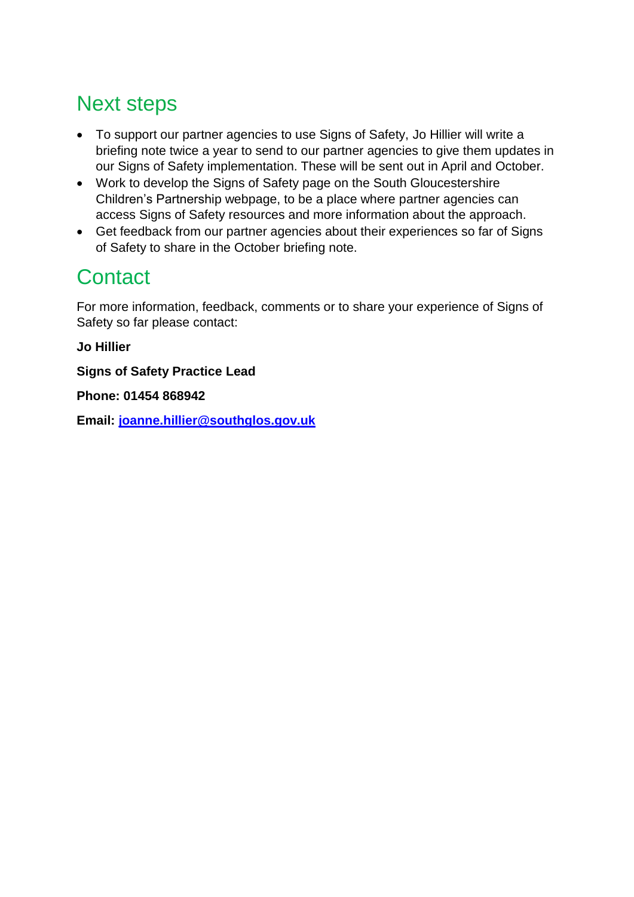## Next steps

- To support our partner agencies to use Signs of Safety, Jo Hillier will write a briefing note twice a year to send to our partner agencies to give them updates in our Signs of Safety implementation. These will be sent out in April and October.
- Work to develop the Signs of Safety page on the South Gloucestershire Children's Partnership webpage, to be a place where partner agencies can access Signs of Safety resources and more information about the approach.
- Get feedback from our partner agencies about their experiences so far of Signs of Safety to share in the October briefing note.

## Contact

For more information, feedback, comments or to share your experience of Signs of Safety so far please contact:

**Jo Hillier**

**Signs of Safety Practice Lead**

**Phone: 01454 868942**

**Email: [joanne.hillier@southglos.gov.uk](mailto:joanne.hillier@southglos.gov.uk)**